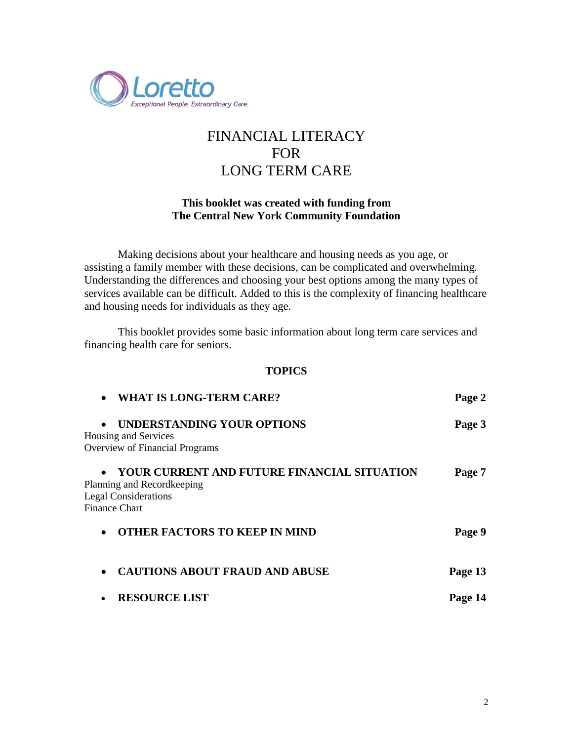Loretto

*Exceptional People. Extraordinary Care.*

# FINANCIAL LITERACY FOR LONG TERM CARE

**This booklet was created with funding from The Central New York Community Foundation**

Making decisions about your healthcare and housing needs as you age, or assisting a family member with these decisions, can be complicated and overwhelming. Understanding the differences and choosing your best options among the many types of services available can be difficult. Added to this is the complexity of financing healthcare and housing needs for individuals as they age.

This booklet provides some basic information about long term care services and financing health care for seniors.

## TOPICS

- **WHAT IS LONG-TERM CARE?** — **Page 2**
- **UNDERSTANDING YOUR OPTIONS** — **Page 3**
  Housing and Services
  Overview of Financial Programs
- **YOUR CURRENT AND FUTURE FINANCIAL SITUATION** — **Page 7**
  Planning and Recordkeeping
  Legal Considerations
  Finance Chart
- **OTHER FACTORS TO KEEP IN MIND** — **Page 9**
- **CAUTIONS ABOUT FRAUD AND ABUSE** — **Page 13**
- **RESOURCE LIST** — **Page 14**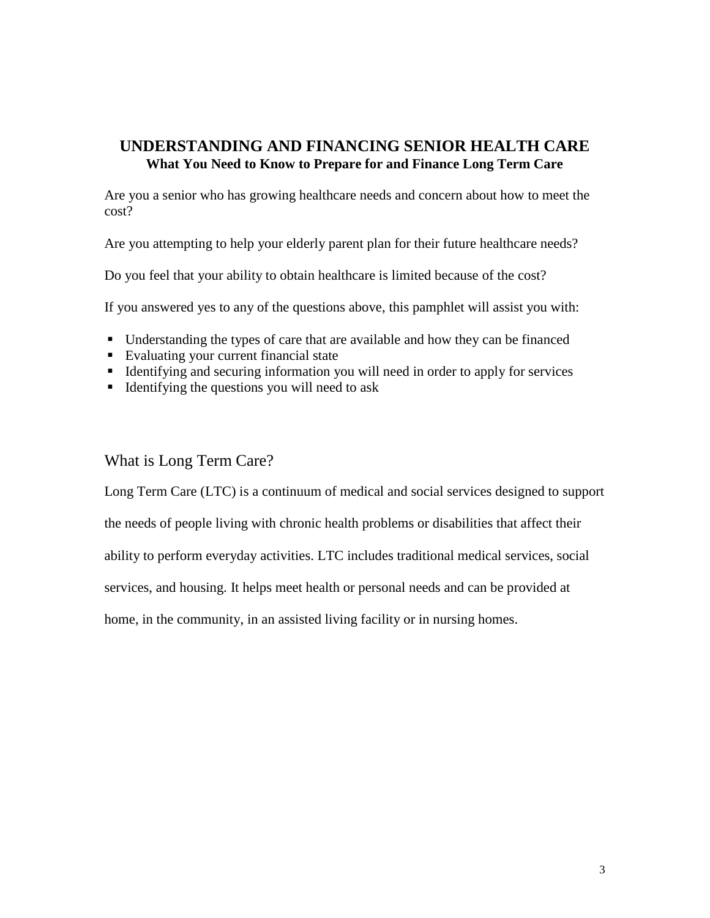# UNDERSTANDING AND FINANCING SENIOR HEALTH CARE

**What You Need to Know to Prepare for and Finance Long Term Care**

Are you a senior who has growing healthcare needs and concern about how to meet the cost?

Are you attempting to help your elderly parent plan for their future healthcare needs?

Do you feel that your ability to obtain healthcare is limited because of the cost?

If you answered yes to any of the questions above, this pamphlet will assist you with:

- Understanding the types of care that are available and how they can be financed
- Evaluating your current financial state
- Identifying and securing information you will need in order to apply for services
- Identifying the questions you will need to ask

## What is Long Term Care?

Long Term Care (LTC) is a continuum of medical and social services designed to support the needs of people living with chronic health problems or disabilities that affect their ability to perform everyday activities. LTC includes traditional medical services, social services, and housing. It helps meet health or personal needs and can be provided at home, in the community, in an assisted living facility or in nursing homes.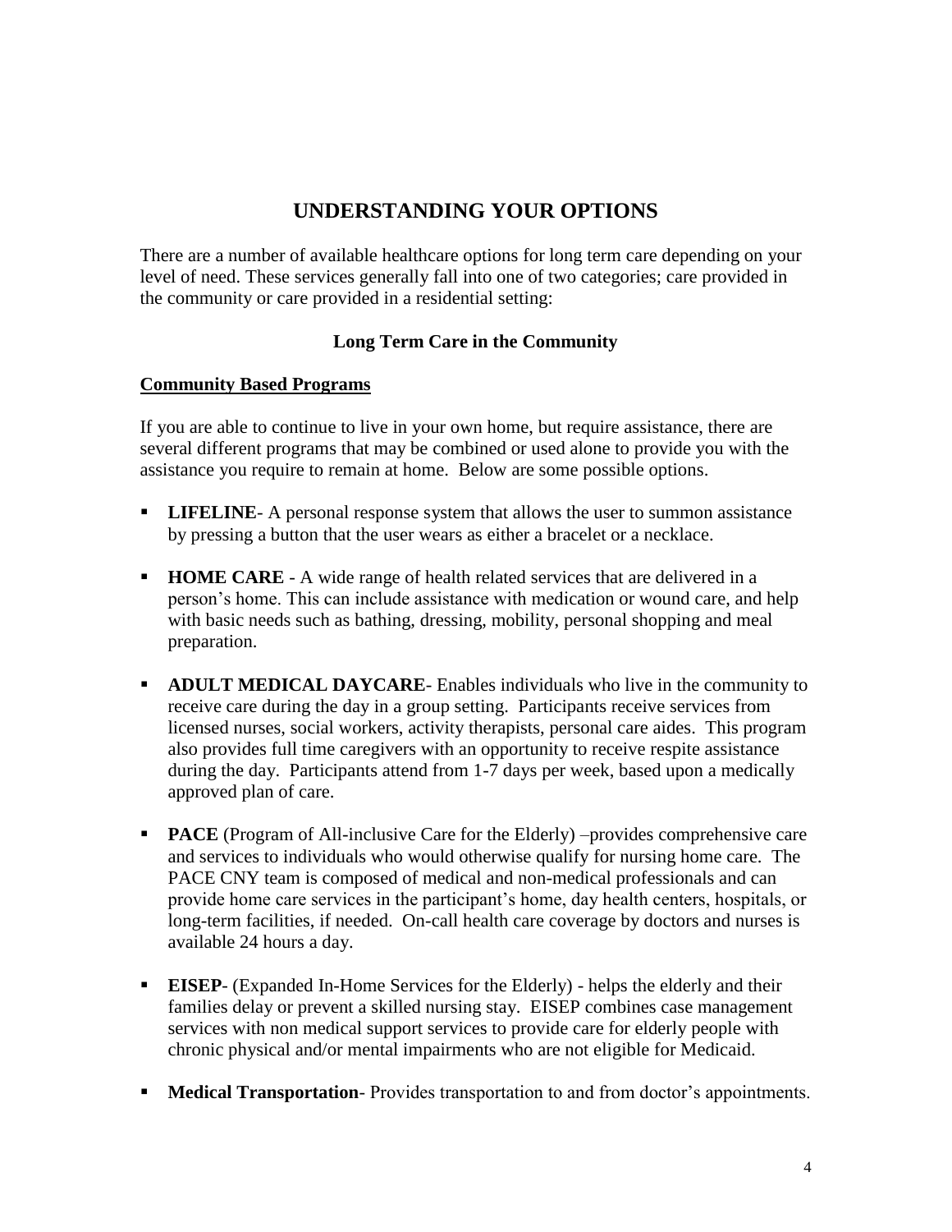# UNDERSTANDING YOUR OPTIONS

There are a number of available healthcare options for long term care depending on your level of need. These services generally fall into one of two categories; care provided in the community or care provided in a residential setting:

## Long Term Care in the Community

### Community Based Programs

If you are able to continue to live in your own home, but require assistance, there are several different programs that may be combined or used alone to provide you with the assistance you require to remain at home. Below are some possible options.

- **LIFELINE**- A personal response system that allows the user to summon assistance by pressing a button that the user wears as either a bracelet or a necklace.
- **HOME CARE** - A wide range of health related services that are delivered in a person's home. This can include assistance with medication or wound care, and help with basic needs such as bathing, dressing, mobility, personal shopping and meal preparation.
- **ADULT MEDICAL DAYCARE**- Enables individuals who live in the community to receive care during the day in a group setting. Participants receive services from licensed nurses, social workers, activity therapists, personal care aides. This program also provides full time caregivers with an opportunity to receive respite assistance during the day. Participants attend from 1-7 days per week, based upon a medically approved plan of care.
- **PACE** (Program of All-inclusive Care for the Elderly) –provides comprehensive care and services to individuals who would otherwise qualify for nursing home care. The PACE CNY team is composed of medical and non-medical professionals and can provide home care services in the participant's home, day health centers, hospitals, or long-term facilities, if needed. On-call health care coverage by doctors and nurses is available 24 hours a day.
- **EISEP**- (Expanded In-Home Services for the Elderly) - helps the elderly and their families delay or prevent a skilled nursing stay. EISEP combines case management services with non medical support services to provide care for elderly people with chronic physical and/or mental impairments who are not eligible for Medicaid.
- **Medical Transportation**- Provides transportation to and from doctor's appointments.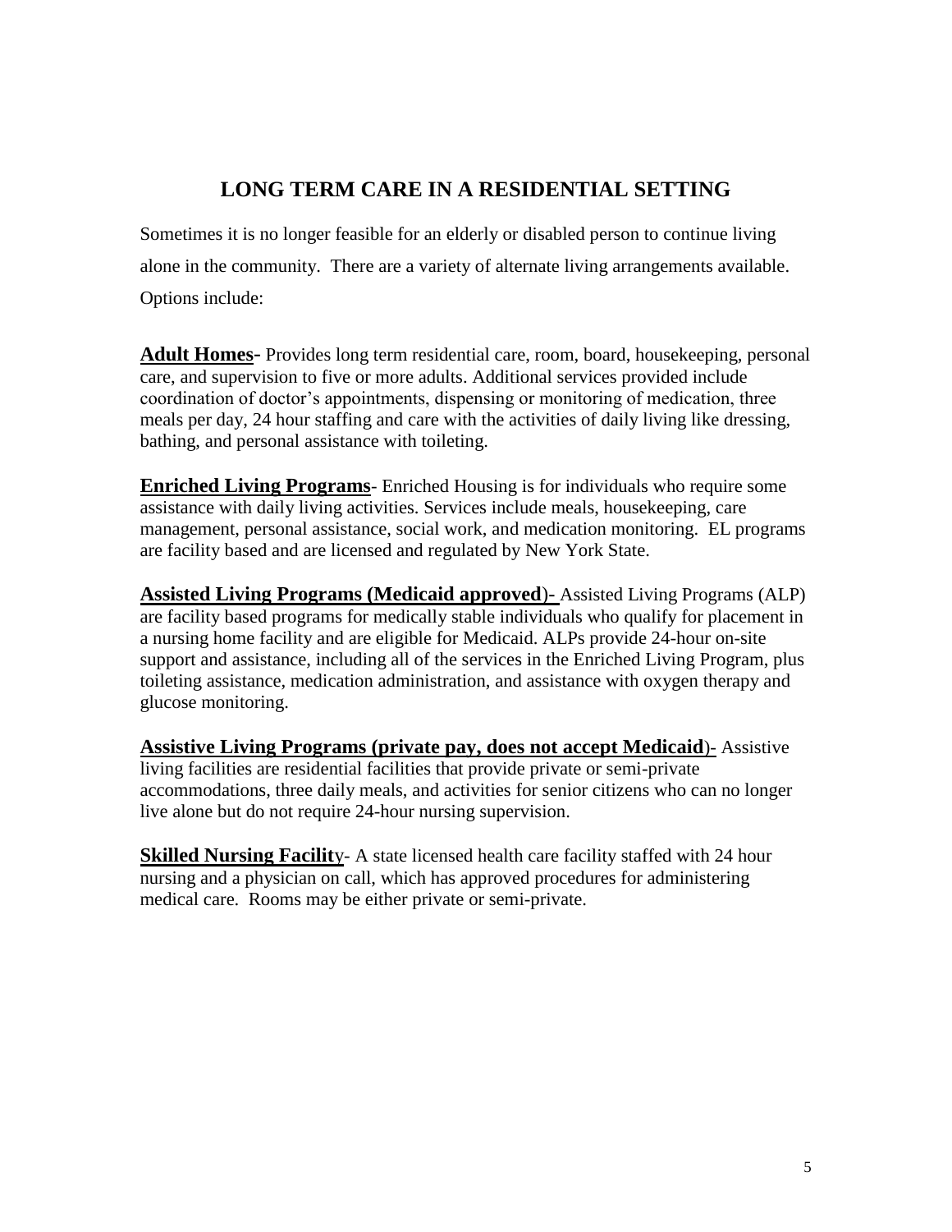# LONG TERM CARE IN A RESIDENTIAL SETTING

Sometimes it is no longer feasible for an elderly or disabled person to continue living alone in the community. There are a variety of alternate living arrangements available. Options include:

**Adult Homes**- Provides long term residential care, room, board, housekeeping, personal care, and supervision to five or more adults. Additional services provided include coordination of doctor's appointments, dispensing or monitoring of medication, three meals per day, 24 hour staffing and care with the activities of daily living like dressing, bathing, and personal assistance with toileting.

**Enriched Living Programs**- Enriched Housing is for individuals who require some assistance with daily living activities. Services include meals, housekeeping, care management, personal assistance, social work, and medication monitoring. EL programs are facility based and are licensed and regulated by New York State.

**Assisted Living Programs (Medicaid approved)**- Assisted Living Programs (ALP) are facility based programs for medically stable individuals who qualify for placement in a nursing home facility and are eligible for Medicaid. ALPs provide 24-hour on-site support and assistance, including all of the services in the Enriched Living Program, plus toileting assistance, medication administration, and assistance with oxygen therapy and glucose monitoring.

**Assistive Living Programs (private pay, does not accept Medicaid)**- Assistive living facilities are residential facilities that provide private or semi-private accommodations, three daily meals, and activities for senior citizens who can no longer live alone but do not require 24-hour nursing supervision.

**Skilled Nursing Facility**- A state licensed health care facility staffed with 24 hour nursing and a physician on call, which has approved procedures for administering medical care. Rooms may be either private or semi-private.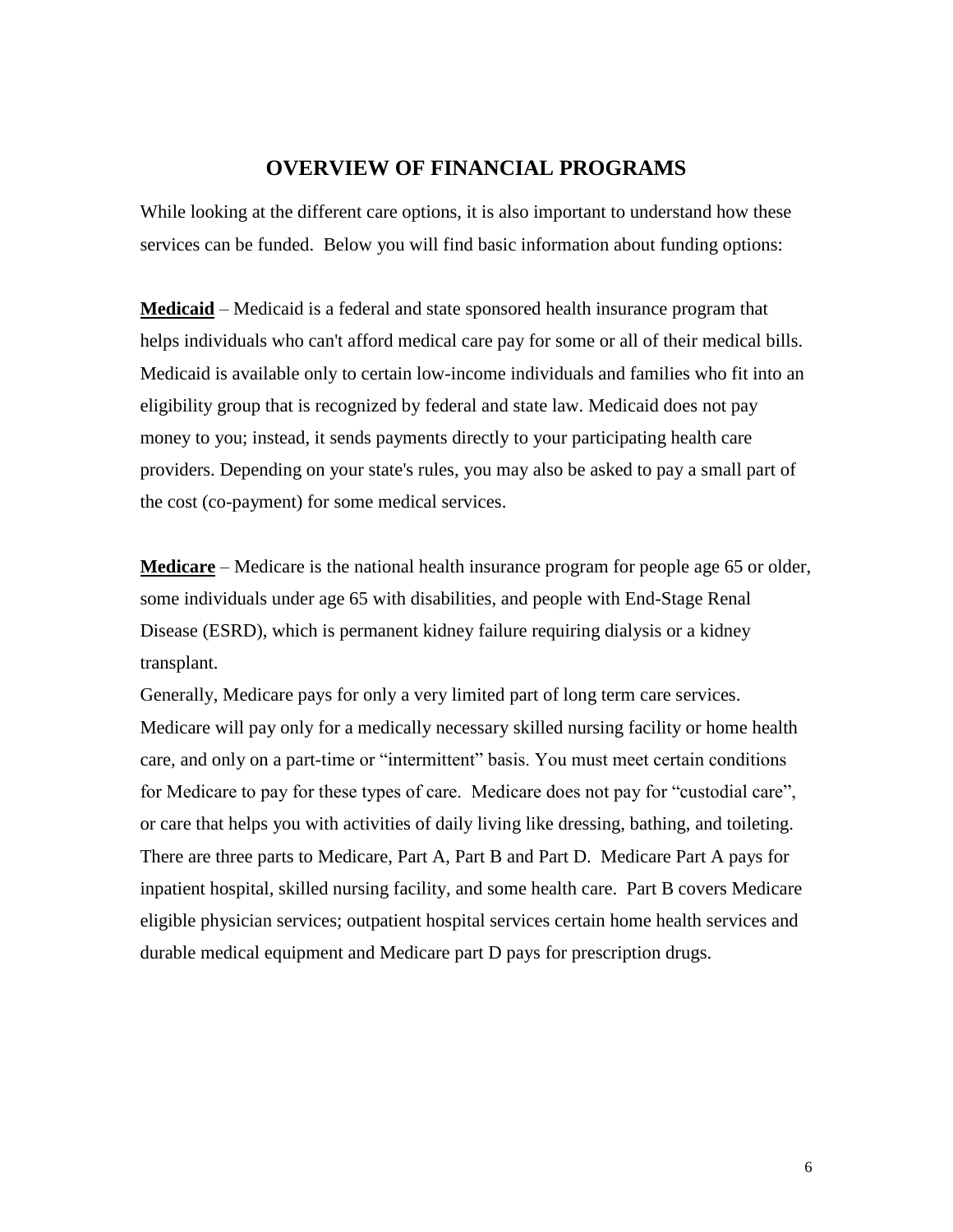## OVERVIEW OF FINANCIAL PROGRAMS

While looking at the different care options, it is also important to understand how these services can be funded. Below you will find basic information about funding options:

**Medicaid** – Medicaid is a federal and state sponsored health insurance program that helps individuals who can't afford medical care pay for some or all of their medical bills. Medicaid is available only to certain low-income individuals and families who fit into an eligibility group that is recognized by federal and state law. Medicaid does not pay money to you; instead, it sends payments directly to your participating health care providers. Depending on your state's rules, you may also be asked to pay a small part of the cost (co-payment) for some medical services.

**Medicare** – Medicare is the national health insurance program for people age 65 or older, some individuals under age 65 with disabilities, and people with End-Stage Renal Disease (ESRD), which is permanent kidney failure requiring dialysis or a kidney transplant.

Generally, Medicare pays for only a very limited part of long term care services. Medicare will pay only for a medically necessary skilled nursing facility or home health care, and only on a part-time or "intermittent" basis. You must meet certain conditions for Medicare to pay for these types of care. Medicare does not pay for "custodial care", or care that helps you with activities of daily living like dressing, bathing, and toileting. There are three parts to Medicare, Part A, Part B and Part D. Medicare Part A pays for inpatient hospital, skilled nursing facility, and some health care. Part B covers Medicare eligible physician services; outpatient hospital services certain home health services and durable medical equipment and Medicare part D pays for prescription drugs.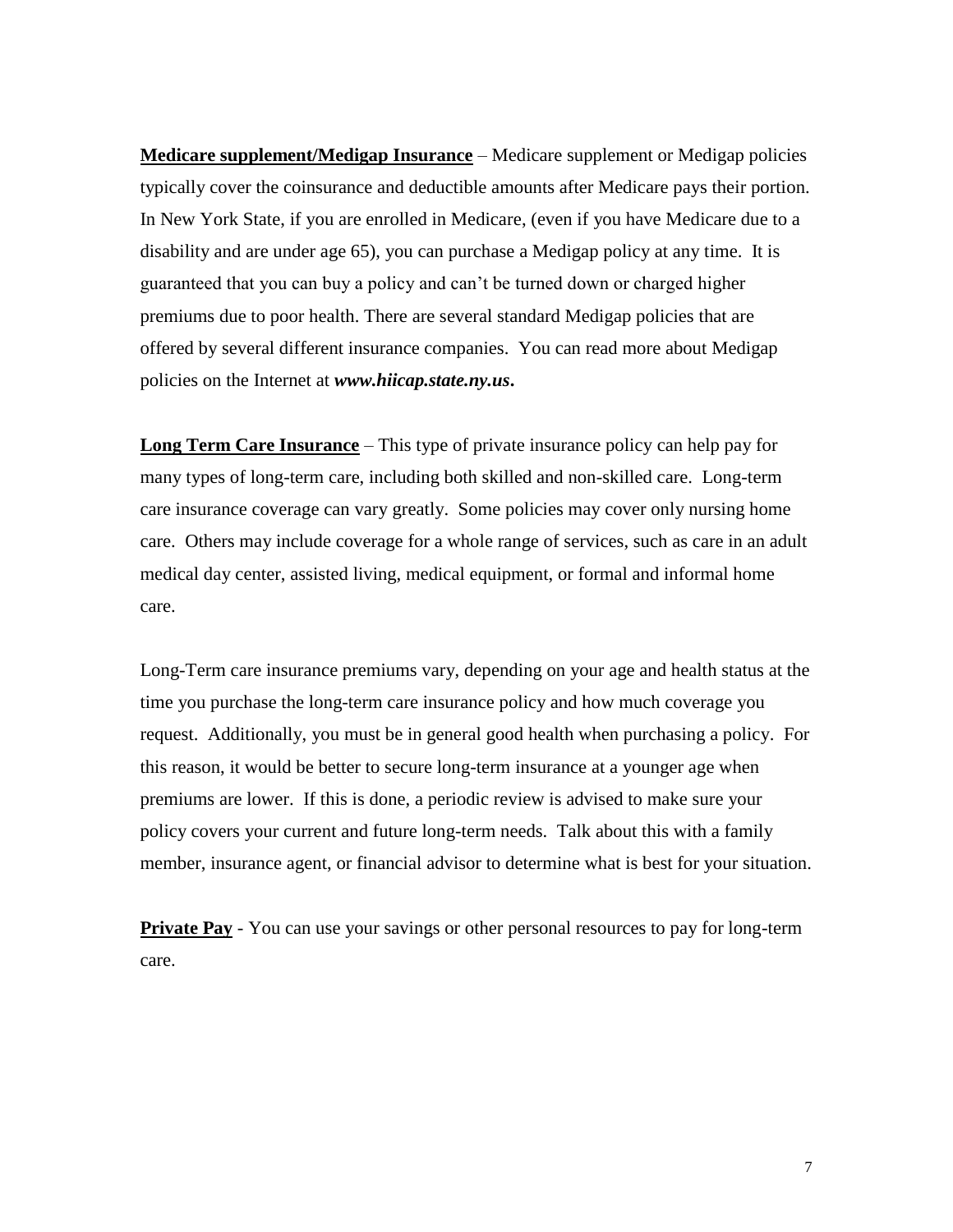**<u>Medicare supplement/Medigap Insurance</u>** – Medicare supplement or Medigap policies typically cover the coinsurance and deductible amounts after Medicare pays their portion. In New York State, if you are enrolled in Medicare, (even if you have Medicare due to a disability and are under age 65), you can purchase a Medigap policy at any time. It is guaranteed that you can buy a policy and can't be turned down or charged higher premiums due to poor health. There are several standard Medigap policies that are offered by several different insurance companies. You can read more about Medigap policies on the Internet at ***www.hiicap.state.ny.us*****.**

**<u>Long Term Care Insurance</u>** – This type of private insurance policy can help pay for many types of long-term care, including both skilled and non-skilled care. Long-term care insurance coverage can vary greatly. Some policies may cover only nursing home care. Others may include coverage for a whole range of services, such as care in an adult medical day center, assisted living, medical equipment, or formal and informal home care.

Long-Term care insurance premiums vary, depending on your age and health status at the time you purchase the long-term care insurance policy and how much coverage you request. Additionally, you must be in general good health when purchasing a policy. For this reason, it would be better to secure long-term insurance at a younger age when premiums are lower. If this is done, a periodic review is advised to make sure your policy covers your current and future long-term needs. Talk about this with a family member, insurance agent, or financial advisor to determine what is best for your situation.

**<u>Private Pay</u>** - You can use your savings or other personal resources to pay for long-term care.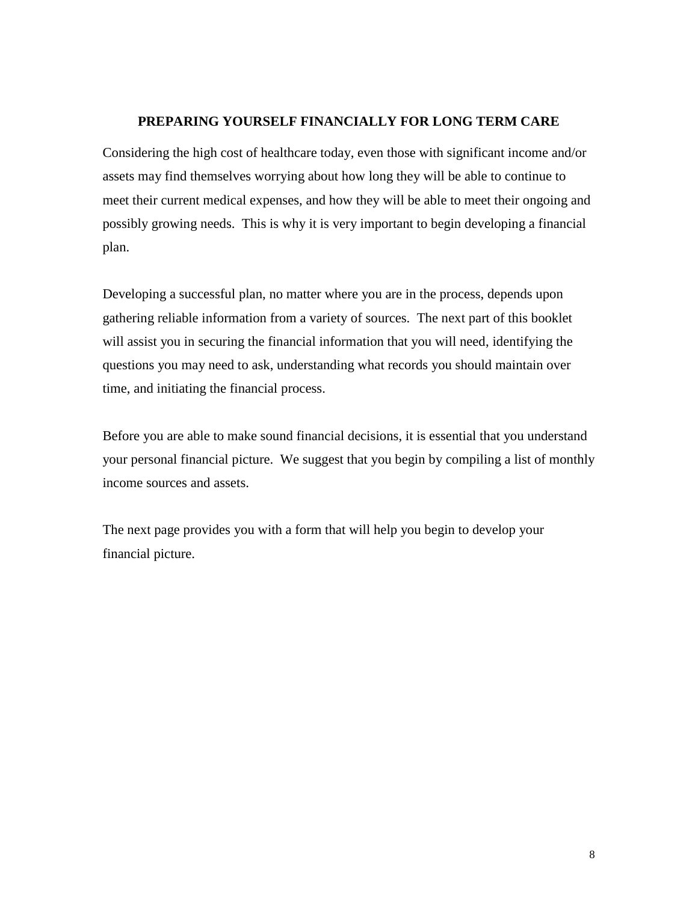## PREPARING YOURSELF FINANCIALLY FOR LONG TERM CARE

Considering the high cost of healthcare today, even those with significant income and/or assets may find themselves worrying about how long they will be able to continue to meet their current medical expenses, and how they will be able to meet their ongoing and possibly growing needs. This is why it is very important to begin developing a financial plan.

Developing a successful plan, no matter where you are in the process, depends upon gathering reliable information from a variety of sources. The next part of this booklet will assist you in securing the financial information that you will need, identifying the questions you may need to ask, understanding what records you should maintain over time, and initiating the financial process.

Before you are able to make sound financial decisions, it is essential that you understand your personal financial picture. We suggest that you begin by compiling a list of monthly income sources and assets.

The next page provides you with a form that will help you begin to develop your financial picture.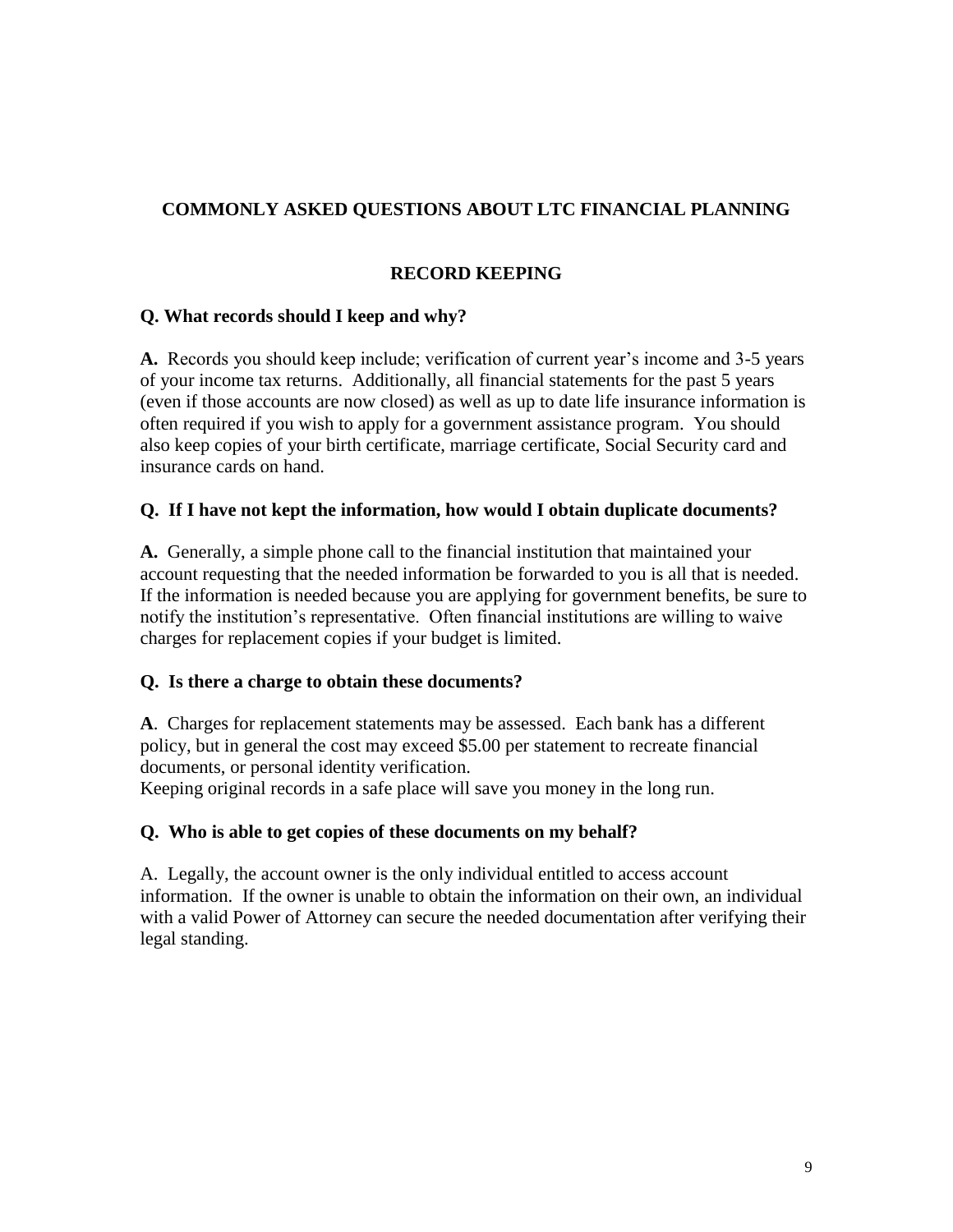## COMMONLY ASKED QUESTIONS ABOUT LTC FINANCIAL PLANNING

### RECORD KEEPING

**Q. What records should I keep and why?**

**A.** Records you should keep include; verification of current year's income and 3-5 years of your income tax returns. Additionally, all financial statements for the past 5 years (even if those accounts are now closed) as well as up to date life insurance information is often required if you wish to apply for a government assistance program. You should also keep copies of your birth certificate, marriage certificate, Social Security card and insurance cards on hand.

**Q. If I have not kept the information, how would I obtain duplicate documents?**

**A.** Generally, a simple phone call to the financial institution that maintained your account requesting that the needed information be forwarded to you is all that is needed. If the information is needed because you are applying for government benefits, be sure to notify the institution's representative. Often financial institutions are willing to waive charges for replacement copies if your budget is limited.

**Q. Is there a charge to obtain these documents?**

**A**. Charges for replacement statements may be assessed. Each bank has a different policy, but in general the cost may exceed $5.00 per statement to recreate financial documents, or personal identity verification.
Keeping original records in a safe place will save you money in the long run.

**Q. Who is able to get copies of these documents on my behalf?**

A. Legally, the account owner is the only individual entitled to access account information. If the owner is unable to obtain the information on their own, an individual with a valid Power of Attorney can secure the needed documentation after verifying their legal standing.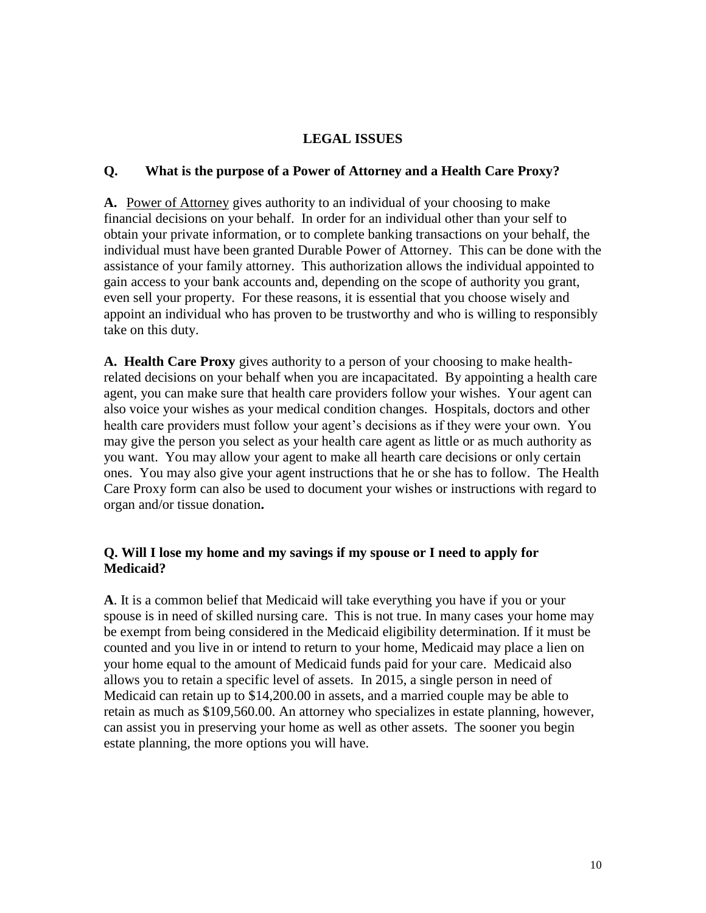## LEGAL ISSUES

**Q. What is the purpose of a Power of Attorney and a Health Care Proxy?**

**A.** Power of Attorney gives authority to an individual of your choosing to make financial decisions on your behalf. In order for an individual other than your self to obtain your private information, or to complete banking transactions on your behalf, the individual must have been granted Durable Power of Attorney. This can be done with the assistance of your family attorney. This authorization allows the individual appointed to gain access to your bank accounts and, depending on the scope of authority you grant, even sell your property. For these reasons, it is essential that you choose wisely and appoint an individual who has proven to be trustworthy and who is willing to responsibly take on this duty.

**A. Health Care Proxy** gives authority to a person of your choosing to make health-related decisions on your behalf when you are incapacitated. By appointing a health care agent, you can make sure that health care providers follow your wishes. Your agent can also voice your wishes as your medical condition changes. Hospitals, doctors and other health care providers must follow your agent's decisions as if they were your own. You may give the person you select as your health care agent as little or as much authority as you want. You may allow your agent to make all hearth care decisions or only certain ones. You may also give your agent instructions that he or she has to follow. The Health Care Proxy form can also be used to document your wishes or instructions with regard to organ and/or tissue donation**.**

**Q. Will I lose my home and my savings if my spouse or I need to apply for Medicaid?**

**A**. It is a common belief that Medicaid will take everything you have if you or your spouse is in need of skilled nursing care. This is not true. In many cases your home may be exempt from being considered in the Medicaid eligibility determination. If it must be counted and you live in or intend to return to your home, Medicaid may place a lien on your home equal to the amount of Medicaid funds paid for your care. Medicaid also allows you to retain a specific level of assets. In 2015, a single person in need of Medicaid can retain up to $14,200.00 in assets, and a married couple may be able to retain as much as $109,560.00. An attorney who specializes in estate planning, however, can assist you in preserving your home as well as other assets. The sooner you begin estate planning, the more options you will have.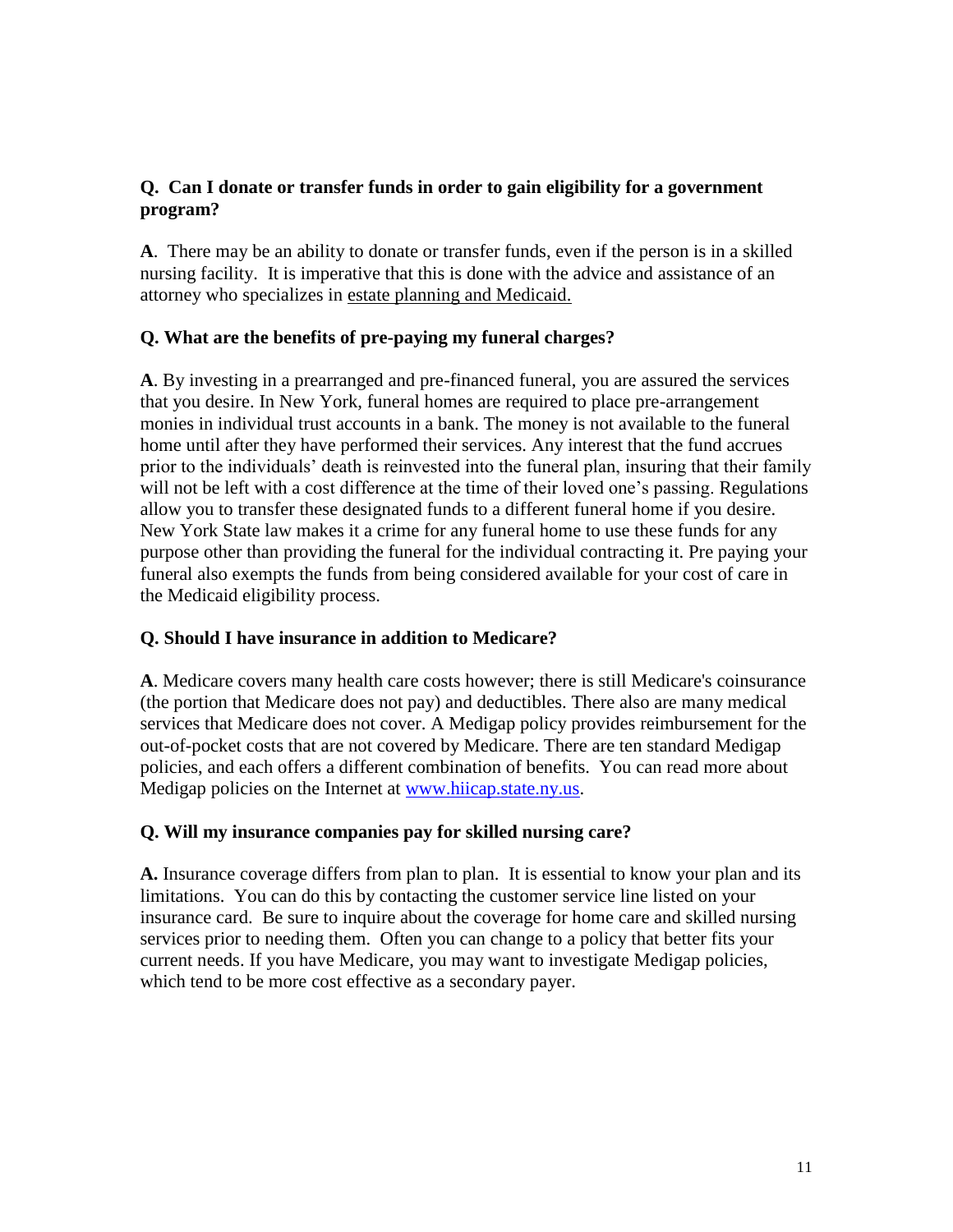**Q. Can I donate or transfer funds in order to gain eligibility for a government program?**

**A**. There may be an ability to donate or transfer funds, even if the person is in a skilled nursing facility. It is imperative that this is done with the advice and assistance of an attorney who specializes in estate planning and Medicaid.

**Q. What are the benefits of pre-paying my funeral charges?**

**A**. By investing in a prearranged and pre-financed funeral, you are assured the services that you desire. In New York, funeral homes are required to place pre-arrangement monies in individual trust accounts in a bank. The money is not available to the funeral home until after they have performed their services. Any interest that the fund accrues prior to the individuals' death is reinvested into the funeral plan, insuring that their family will not be left with a cost difference at the time of their loved one's passing. Regulations allow you to transfer these designated funds to a different funeral home if you desire. New York State law makes it a crime for any funeral home to use these funds for any purpose other than providing the funeral for the individual contracting it. Pre paying your funeral also exempts the funds from being considered available for your cost of care in the Medicaid eligibility process.

**Q. Should I have insurance in addition to Medicare?**

**A**. Medicare covers many health care costs however; there is still Medicare's coinsurance (the portion that Medicare does not pay) and deductibles. There also are many medical services that Medicare does not cover. A Medigap policy provides reimbursement for the out-of-pocket costs that are not covered by Medicare. There are ten standard Medigap policies, and each offers a different combination of benefits. You can read more about Medigap policies on the Internet at [www.hiicap.state.ny.us](http://www.hiicap.state.ny.us).

**Q. Will my insurance companies pay for skilled nursing care?**

**A.** Insurance coverage differs from plan to plan. It is essential to know your plan and its limitations. You can do this by contacting the customer service line listed on your insurance card. Be sure to inquire about the coverage for home care and skilled nursing services prior to needing them. Often you can change to a policy that better fits your current needs. If you have Medicare, you may want to investigate Medigap policies, which tend to be more cost effective as a secondary payer.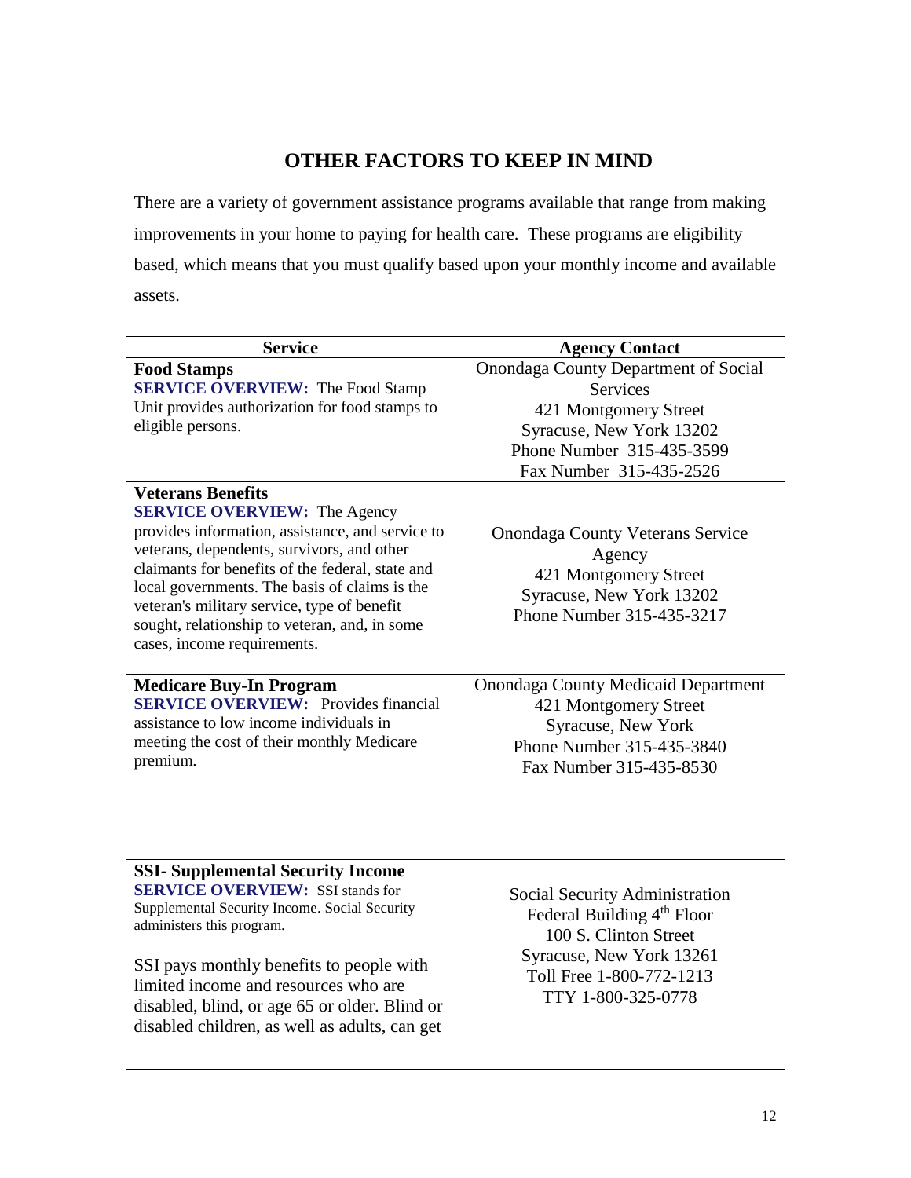# OTHER FACTORS TO KEEP IN MIND

There are a variety of government assistance programs available that range from making improvements in your home to paying for health care. These programs are eligibility based, which means that you must qualify based upon your monthly income and available assets.

| Service | Agency Contact |
|---|---|
| **Food Stamps**<br>**SERVICE OVERVIEW:** The Food Stamp Unit provides authorization for food stamps to eligible persons. | Onondaga County Department of Social Services<br>421 Montgomery Street<br>Syracuse, New York 13202<br>Phone Number 315-435-3599<br>Fax Number 315-435-2526 |
| **Veterans Benefits**<br>**SERVICE OVERVIEW:** The Agency provides information, assistance, and service to veterans, dependents, survivors, and other claimants for benefits of the federal, state and local governments. The basis of claims is the veteran's military service, type of benefit sought, relationship to veteran, and, in some cases, income requirements. | Onondaga County Veterans Service Agency<br>421 Montgomery Street<br>Syracuse, New York 13202<br>Phone Number 315-435-3217 |
| **Medicare Buy-In Program**<br>**SERVICE OVERVIEW:** Provides financial assistance to low income individuals in meeting the cost of their monthly Medicare premium. | Onondaga County Medicaid Department<br>421 Montgomery Street<br>Syracuse, New York<br>Phone Number 315-435-3840<br>Fax Number 315-435-8530 |
| **SSI- Supplemental Security Income**<br>**SERVICE OVERVIEW:** SSI stands for Supplemental Security Income. Social Security administers this program.<br><br>SSI pays monthly benefits to people with limited income and resources who are disabled, blind, or age 65 or older. Blind or disabled children, as well as adults, can get | Social Security Administration<br>Federal Building 4th Floor<br>100 S. Clinton Street<br>Syracuse, New York 13261<br>Toll Free 1-800-772-1213<br>TTY 1-800-325-0778 |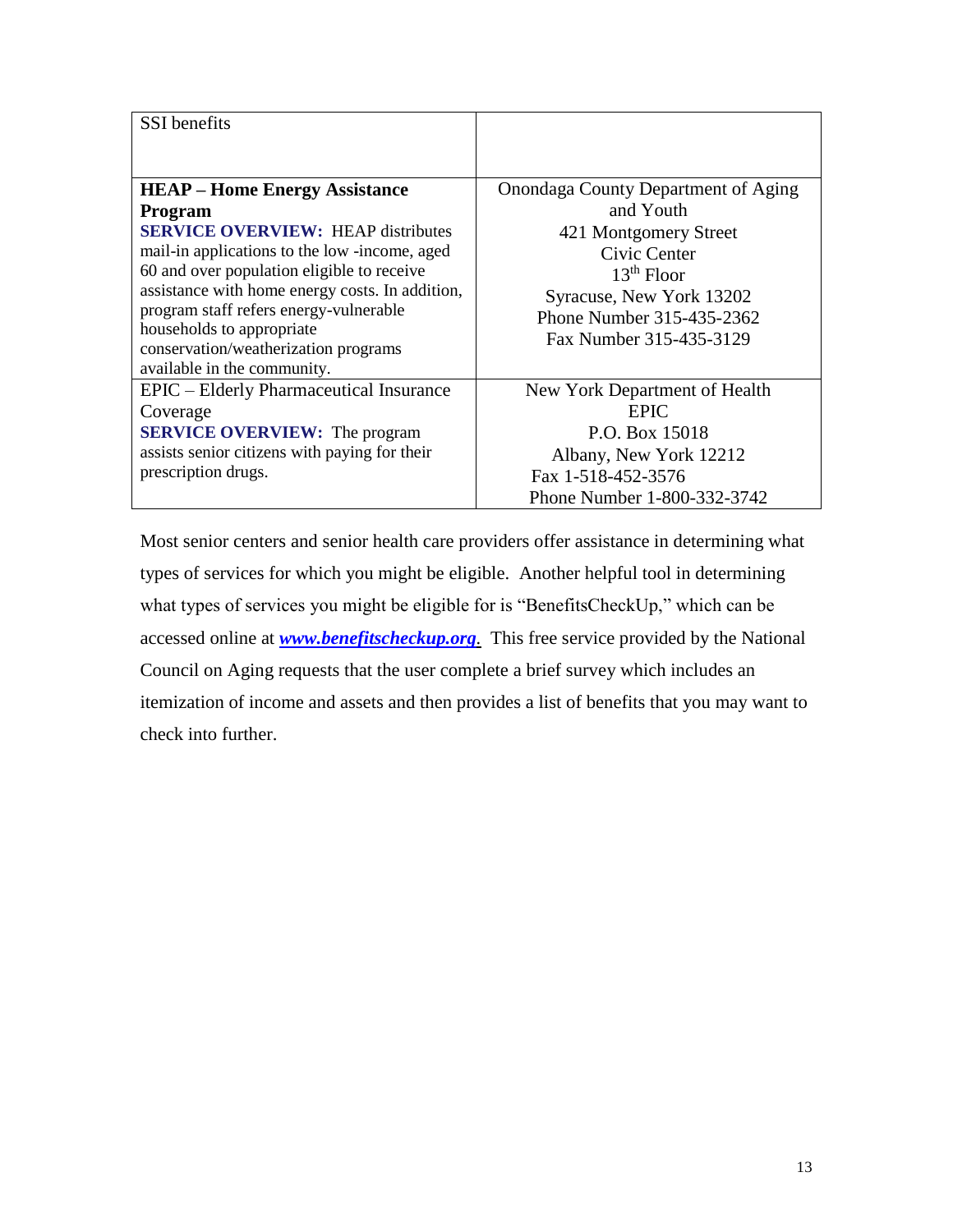| SSI benefits | |
| --- | --- |
| **HEAP – Home Energy Assistance Program**<br>**SERVICE OVERVIEW:** HEAP distributes mail-in applications to the low -income, aged 60 and over population eligible to receive assistance with home energy costs. In addition, program staff refers energy-vulnerable households to appropriate conservation/weatherization programs available in the community. | Onondaga County Department of Aging and Youth<br>421 Montgomery Street<br>Civic Center<br>13th Floor<br>Syracuse, New York 13202<br>Phone Number 315-435-2362<br>Fax Number 315-435-3129 |
| EPIC – Elderly Pharmaceutical Insurance Coverage<br>**SERVICE OVERVIEW:** The program assists senior citizens with paying for their prescription drugs. | New York Department of Health<br>EPIC<br>P.O. Box 15018<br>Albany, New York 12212<br>Fax 1-518-452-3576<br>Phone Number 1-800-332-3742 |

Most senior centers and senior health care providers offer assistance in determining what types of services for which you might be eligible. Another helpful tool in determining what types of services you might be eligible for is "BenefitsCheckUp," which can be accessed online at ***www.benefitscheckup.org***. This free service provided by the National Council on Aging requests that the user complete a brief survey which includes an itemization of income and assets and then provides a list of benefits that you may want to check into further.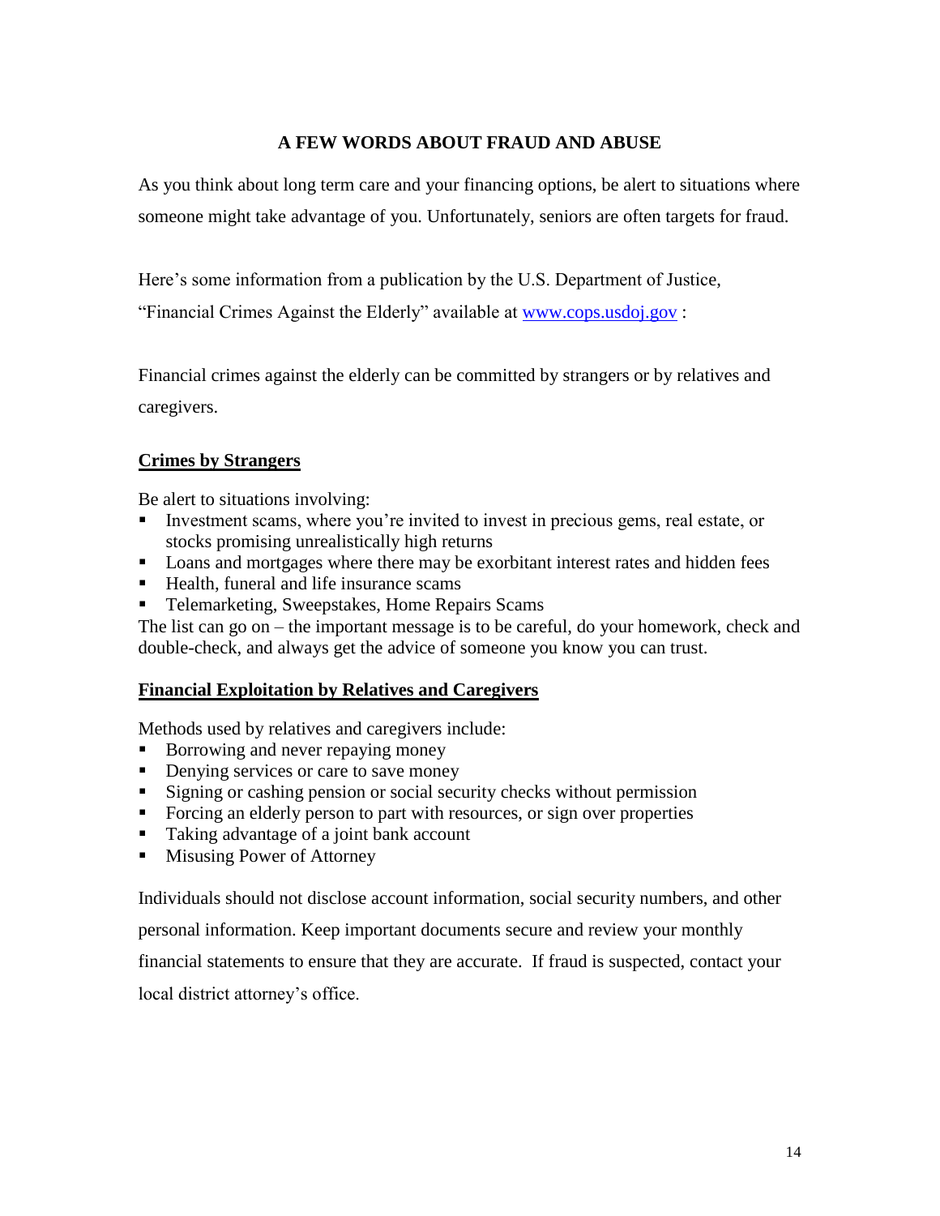## A FEW WORDS ABOUT FRAUD AND ABUSE

As you think about long term care and your financing options, be alert to situations where someone might take advantage of you. Unfortunately, seniors are often targets for fraud.

Here's some information from a publication by the U.S. Department of Justice, "Financial Crimes Against the Elderly" available at [www.cops.usdoj.gov](http://www.cops.usdoj.gov) :

Financial crimes against the elderly can be committed by strangers or by relatives and caregivers.

### Crimes by Strangers

Be alert to situations involving:

- Investment scams, where you're invited to invest in precious gems, real estate, or stocks promising unrealistically high returns
- Loans and mortgages where there may be exorbitant interest rates and hidden fees
- Health, funeral and life insurance scams
- Telemarketing, Sweepstakes, Home Repairs Scams

The list can go on – the important message is to be careful, do your homework, check and double-check, and always get the advice of someone you know you can trust.

### Financial Exploitation by Relatives and Caregivers

Methods used by relatives and caregivers include:

- Borrowing and never repaying money
- Denying services or care to save money
- Signing or cashing pension or social security checks without permission
- Forcing an elderly person to part with resources, or sign over properties
- Taking advantage of a joint bank account
- Misusing Power of Attorney

Individuals should not disclose account information, social security numbers, and other personal information. Keep important documents secure and review your monthly financial statements to ensure that they are accurate. If fraud is suspected, contact your local district attorney's office.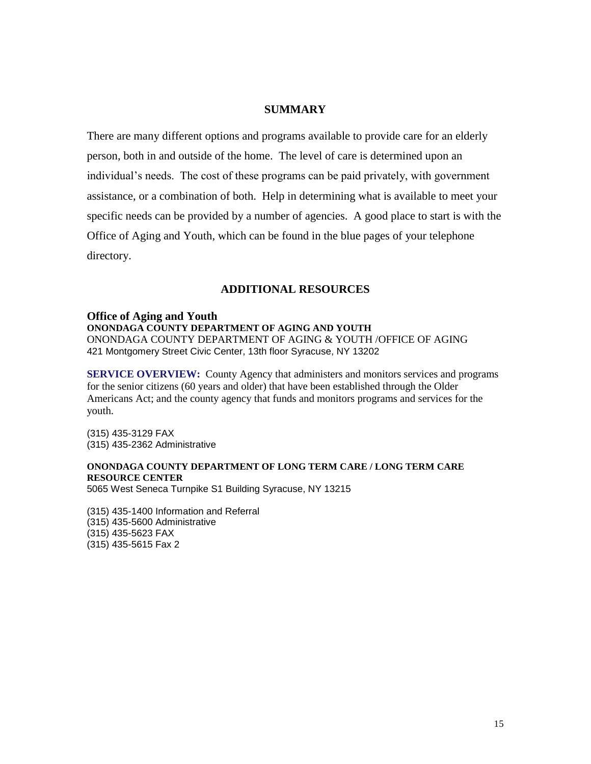## SUMMARY

There are many different options and programs available to provide care for an elderly person, both in and outside of the home. The level of care is determined upon an individual's needs. The cost of these programs can be paid privately, with government assistance, or a combination of both. Help in determining what is available to meet your specific needs can be provided by a number of agencies. A good place to start is with the Office of Aging and Youth, which can be found in the blue pages of your telephone directory.

## ADDITIONAL RESOURCES

### Office of Aging and Youth

**ONONDAGA COUNTY DEPARTMENT OF AGING AND YOUTH**
ONONDAGA COUNTY DEPARTMENT OF AGING & YOUTH /OFFICE OF AGING
421 Montgomery Street Civic Center, 13th floor Syracuse, NY 13202

**SERVICE OVERVIEW:** County Agency that administers and monitors services and programs for the senior citizens (60 years and older) that have been established through the Older Americans Act; and the county agency that funds and monitors programs and services for the youth.

(315) 435-3129 FAX
(315) 435-2362 Administrative

**ONONDAGA COUNTY DEPARTMENT OF LONG TERM CARE / LONG TERM CARE RESOURCE CENTER**
5065 West Seneca Turnpike S1 Building Syracuse, NY 13215

(315) 435-1400 Information and Referral
(315) 435-5600 Administrative
(315) 435-5623 FAX
(315) 435-5615 Fax 2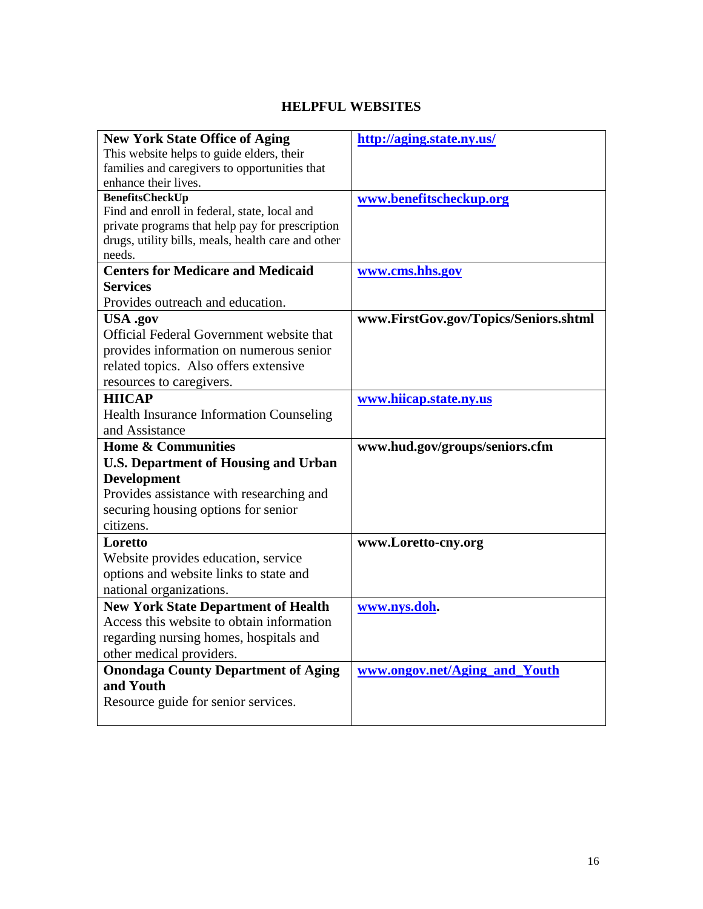## HELPFUL WEBSITES

| | |
|---|---|
| **New York State Office of Aging**<br>This website helps to guide elders, their families and caregivers to opportunities that enhance their lives. | **http://aging.state.ny.us/** |
| **BenefitsCheckUp**<br>Find and enroll in federal, state, local and private programs that help pay for prescription drugs, utility bills, meals, health care and other needs. | **www.benefitscheckup.org** |
| **Centers for Medicare and Medicaid Services**<br>Provides outreach and education. | **www.cms.hhs.gov** |
| **USA .gov**<br>Official Federal Government website that provides information on numerous senior related topics. Also offers extensive resources to caregivers. | **www.FirstGov.gov/Topics/Seniors.shtml** |
| **HIICAP**<br>Health Insurance Information Counseling and Assistance | **www.hiicap.state.ny.us** |
| **Home & Communities**<br>**U.S. Department of Housing and Urban Development**<br>Provides assistance with researching and securing housing options for senior citizens. | **www.hud.gov/groups/seniors.cfm** |
| **Loretto**<br>Website provides education, service options and website links to state and national organizations. | **www.Loretto-cny.org** |
| **New York State Department of Health**<br>Access this website to obtain information regarding nursing homes, hospitals and other medical providers. | **www.nys.doh.** |
| **Onondaga County Department of Aging and Youth**<br>Resource guide for senior services. | **www.ongov.net/Aging_and_Youth** |